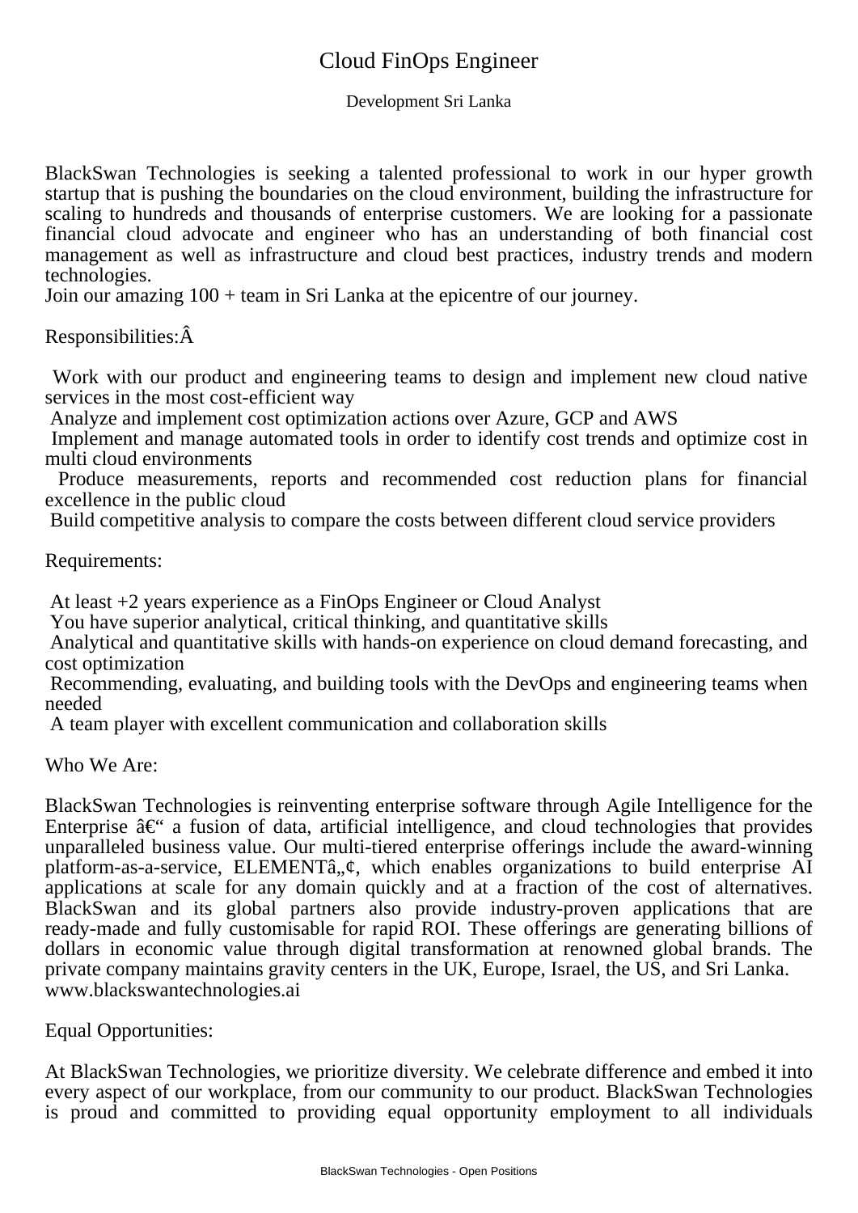# Cloud FinOps Engineer

Development Sri Lanka

BlackSwan Technologies is seeking a talented professional to work in our hyper growth startup that is pushing the boundaries on the cloud environment, building the infrastructure for scaling to hundreds and thousands of enterprise customers. We are looking for a passionate financial cloud advocate and engineer who has an understanding of both financial cost management as well as infrastructure and cloud best practices, industry trends and modern technologies.
Join our amazing 100 + team in Sri Lanka at the epicentre of our journey.

Responsibilities:Â

- Work with our product and engineering teams to design and implement new cloud native services in the most cost-efficient way
- Analyze and implement cost optimization actions over Azure, GCP and AWS
- Implement and manage automated tools in order to identify cost trends and optimize cost in multi cloud environments
- Produce measurements, reports and recommended cost reduction plans for financial excellence in the public cloud
- Build competitive analysis to compare the costs between different cloud service providers

Requirements:

- At least +2 years experience as a FinOps Engineer or Cloud Analyst
- You have superior analytical, critical thinking, and quantitative skills
- Analytical and quantitative skills with hands-on experience on cloud demand forecasting, and cost optimization
- Recommending, evaluating, and building tools with the DevOps and engineering teams when needed
- A team player with excellent communication and collaboration skills

Who We Are:

BlackSwan Technologies is reinventing enterprise software through Agile Intelligence for the Enterprise â€“ a fusion of data, artificial intelligence, and cloud technologies that provides unparalleled business value. Our multi-tiered enterprise offerings include the award-winning platform-as-a-service, ELEMENTâ„¢, which enables organizations to build enterprise AI applications at scale for any domain quickly and at a fraction of the cost of alternatives. BlackSwan and its global partners also provide industry-proven applications that are ready-made and fully customisable for rapid ROI. These offerings are generating billions of dollars in economic value through digital transformation at renowned global brands. The private company maintains gravity centers in the UK, Europe, Israel, the US, and Sri Lanka.
www.blackswantechnologies.ai

Equal Opportunities:

At BlackSwan Technologies, we prioritize diversity. We celebrate difference and embed it into every aspect of our workplace, from our community to our product. BlackSwan Technologies is proud and committed to providing equal opportunity employment to all individuals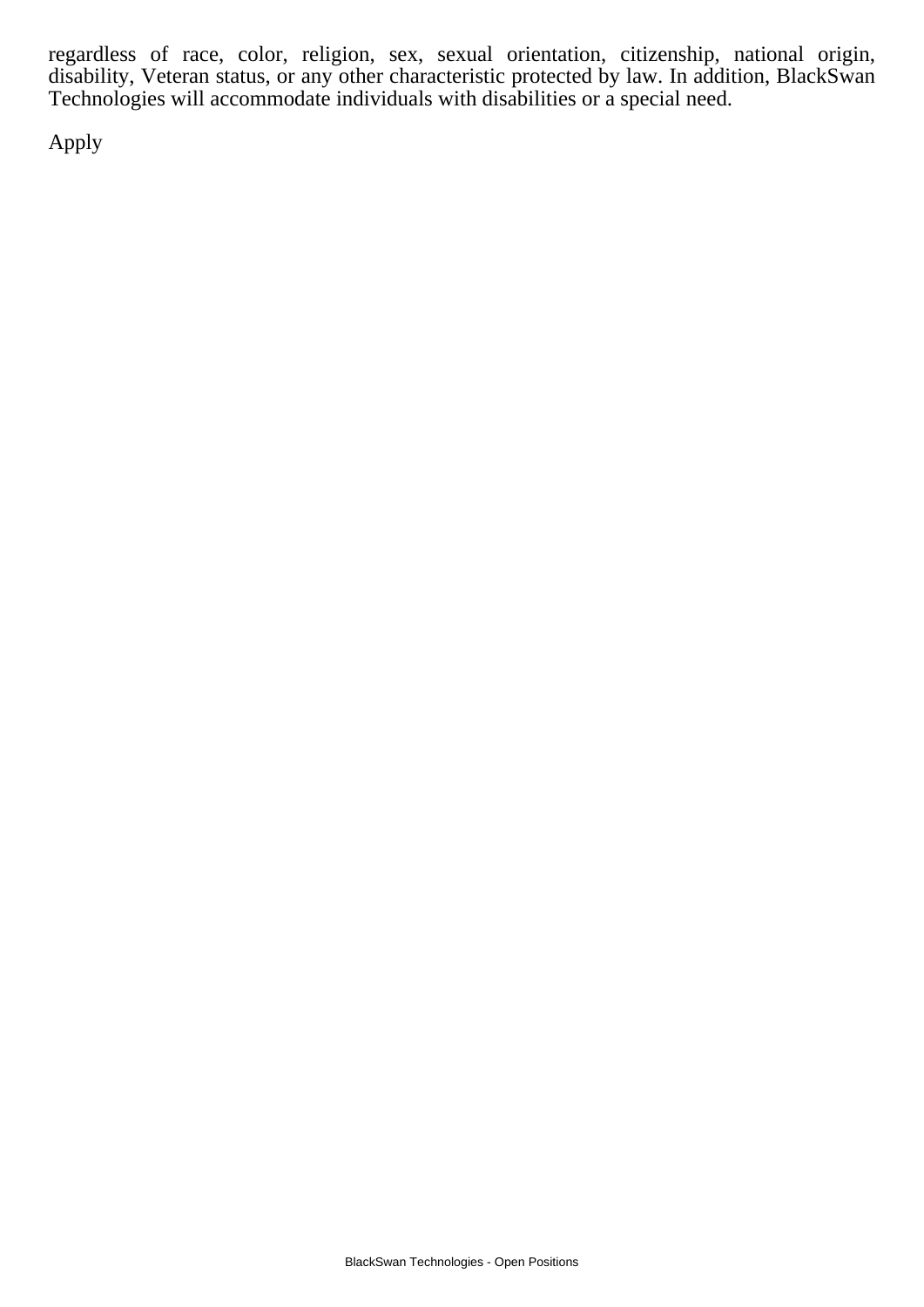regardless of race, color, religion, sex, sexual orientation, citizenship, national origin, disability, Veteran status, or any other characteristic protected by law. In addition, BlackSwan Technologies will accommodate individuals with disabilities or a special need.

Apply